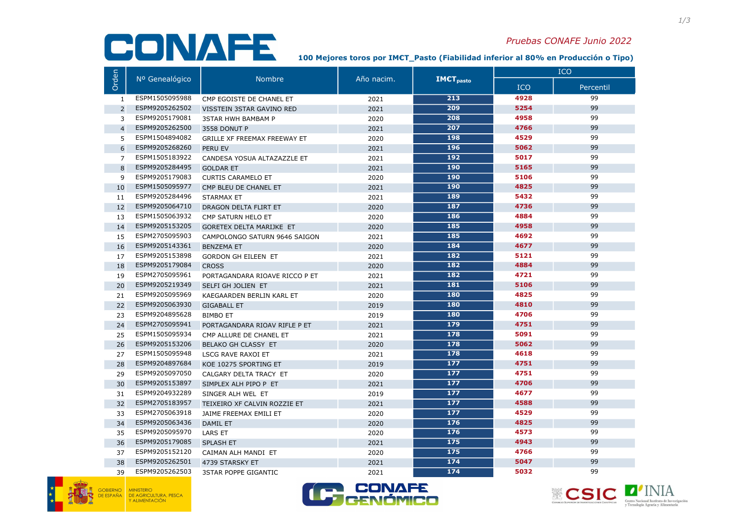CONAFE

*Pruebas CONAFE Junio 2022*

**100 Mejores toros por IM€T_Pasto (Fiabilidad inferior al 80% en Producción o Tipo)**

| Orden | Nº Genealógico | Nombre | Año nacim. | $IM€T_{pasto}$ | ICO | |
|---|---|---|---|---|---|---|
| | | | | | ICO | Percentil |
| 1 | ESPM1505095988 | CMP EGOISTE DE CHANEL ET | 2021 | 213 | 4928 | 99 |
| 2 | ESPM9205262502 | VISSTEIN 3STAR GAVINO RED | 2021 | 209 | 5254 | 99 |
| 3 | ESPM9205179081 | 3STAR HWH BAMBAM P | 2020 | 208 | 4958 | 99 |
| 4 | ESPM9205262500 | 3558 DONUT P | 2021 | 207 | 4766 | 99 |
| 5 | ESPM1504894082 | GRILLE XF FREEMAX FREEWAY ET | 2020 | 198 | 4529 | 99 |
| 6 | ESPM9205268260 | PERU EV | 2021 | 196 | 5062 | 99 |
| 7 | ESPM1505183922 | CANDESA YOSUA ALTAZAZZLE ET | 2021 | 192 | 5017 | 99 |
| 8 | ESPM9205284495 | GOLDAR ET | 2021 | 190 | 5165 | 99 |
| 9 | ESPM9205179083 | CURTIS CARAMELO ET | 2020 | 190 | 5106 | 99 |
| 10 | ESPM1505095977 | CMP BLEU DE CHANEL ET | 2021 | 190 | 4825 | 99 |
| 11 | ESPM9205284496 | STARMAX ET | 2021 | 189 | 5432 | 99 |
| 12 | ESPM9205064710 | DRAGON DELTA FLIRT ET | 2020 | 187 | 4736 | 99 |
| 13 | ESPM1505063932 | CMP SATURN HELO ET | 2020 | 186 | 4884 | 99 |
| 14 | ESPM9205153205 | GORETEX DELTA MARIJKE ET | 2020 | 185 | 4958 | 99 |
| 15 | ESPM2705095903 | CAMPOLONGO SATURN 9646 SAIGON | 2021 | 185 | 4692 | 99 |
| 16 | ESPM9205143361 | BENZEMA ET | 2020 | 184 | 4677 | 99 |
| 17 | ESPM9205153898 | GORDON GH EILEEN ET | 2021 | 182 | 5121 | 99 |
| 18 | ESPM9205179084 | CROSS | 2020 | 182 | 4884 | 99 |
| 19 | ESPM2705095961 | PORTAGANDARA RIOAVE RICCO P ET | 2021 | 182 | 4721 | 99 |
| 20 | ESPM9205219349 | SELFI GH JOLIEN ET | 2021 | 181 | 5106 | 99 |
| 21 | ESPM9205095969 | KAEGAARDEN BERLIN KARL ET | 2020 | 180 | 4825 | 99 |
| 22 | ESPM9205063930 | GIGABALL ET | 2019 | 180 | 4810 | 99 |
| 23 | ESPM9204895628 | BIMBO ET | 2019 | 180 | 4706 | 99 |
| 24 | ESPM2705095941 | PORTAGANDARA RIOAV RIFLE P ET | 2021 | 179 | 4751 | 99 |
| 25 | ESPM1505095934 | CMP ALLURE DE CHANEL ET | 2021 | 178 | 5091 | 99 |
| 26 | ESPM9205153206 | BELAKO GH CLASSY ET | 2020 | 178 | 5062 | 99 |
| 27 | ESPM1505095948 | LSCG RAVE RAXOI ET | 2021 | 178 | 4618 | 99 |
| 28 | ESPM9204897684 | KOE 10275 SPORTING ET | 2019 | 177 | 4751 | 99 |
| 29 | ESPM9205097050 | CALGARY DELTA TRACY ET | 2020 | 177 | 4751 | 99 |
| 30 | ESPM9205153897 | SIMPLEX ALH PIPO P ET | 2021 | 177 | 4706 | 99 |
| 31 | ESPM9204932289 | SINGER ALH WEL ET | 2019 | 177 | 4677 | 99 |
| 32 | ESPM2705183957 | TEIXEIRO XF CALVIN ROZZIE ET | 2021 | 177 | 4588 | 99 |
| 33 | ESPM2705063918 | JAIME FREEMAX EMILI ET | 2020 | 177 | 4529 | 99 |
| 34 | ESPM9205063436 | DAMIL ET | 2020 | 176 | 4825 | 99 |
| 35 | ESPM9205095970 | LARS ET | 2020 | 176 | 4573 | 99 |
| 36 | ESPM9205179085 | SPLASH ET | 2021 | 175 | 4943 | 99 |
| 37 | ESPM9205152120 | CAIMAN ALH MANDI ET | 2020 | 175 | 4766 | 99 |
| 38 | ESPM9205262501 | 4739 STARSKY ET | 2021 | 174 | 5047 | 99 |
| 39 | ESPM9205262503 | 3STAR POPPE GIGANTIC | 2021 | 174 | 5032 | 99 |

GOBIERNO DE ESPAÑA — MINISTERIO DE AGRICULTURA, PESCA Y ALIMENTACIÓN

CONAFE GENÓMICO

CSIC — Consejo Superior de Investigaciones Científicas

INIA — Centro Nacional Instituto de Investigación y Tecnología Agraria y Alimentaria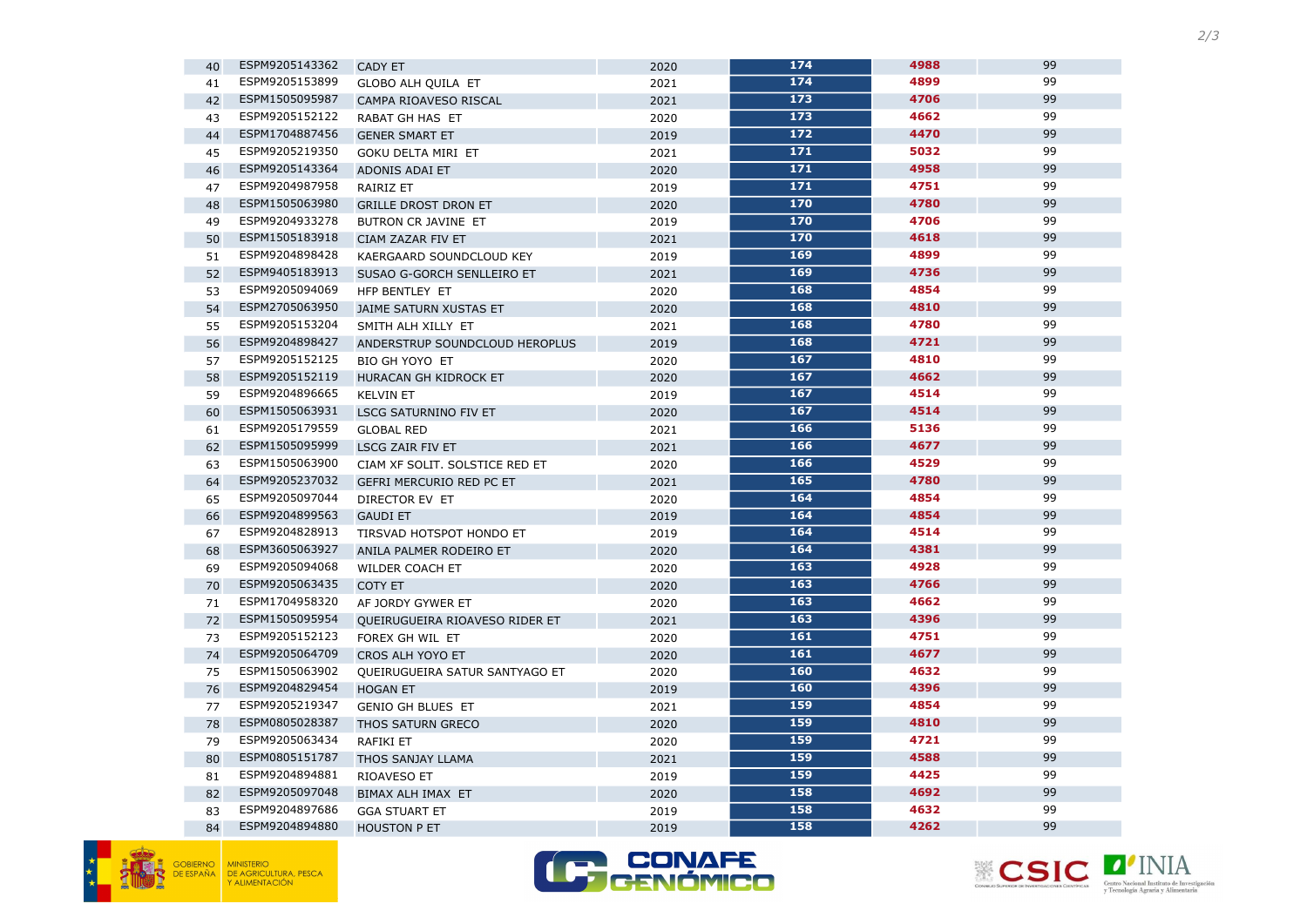| | | | | | | |
|---|---|---|---|---|---|---|
| 40 | ESPM9205143362 | CADY ET | 2020 | 174 | 4988 | 99 |
| 41 | ESPM9205153899 | GLOBO ALH QUILA ET | 2021 | 174 | 4899 | 99 |
| 42 | ESPM1505095987 | CAMPA RIOAVESO RISCAL | 2021 | 173 | 4706 | 99 |
| 43 | ESPM9205152122 | RABAT GH HAS ET | 2020 | 173 | 4662 | 99 |
| 44 | ESPM1704887456 | GENER SMART ET | 2019 | 172 | 4470 | 99 |
| 45 | ESPM9205219350 | GOKU DELTA MIRI ET | 2021 | 171 | 5032 | 99 |
| 46 | ESPM9205143364 | ADONIS ADAI ET | 2020 | 171 | 4958 | 99 |
| 47 | ESPM9204987958 | RAIRIZ ET | 2019 | 171 | 4751 | 99 |
| 48 | ESPM1505063980 | GRILLE DROST DRON ET | 2020 | 170 | 4780 | 99 |
| 49 | ESPM9204933278 | BUTRON CR JAVINE ET | 2019 | 170 | 4706 | 99 |
| 50 | ESPM1505183918 | CIAM ZAZAR FIV ET | 2021 | 170 | 4618 | 99 |
| 51 | ESPM9204898428 | KAERGAARD SOUNDCLOUD KEY | 2019 | 169 | 4899 | 99 |
| 52 | ESPM9405183913 | SUSAO G-GORCH SENLLEIRO ET | 2021 | 169 | 4736 | 99 |
| 53 | ESPM9205094069 | HFP BENTLEY ET | 2020 | 168 | 4854 | 99 |
| 54 | ESPM2705063950 | JAIME SATURN XUSTAS ET | 2020 | 168 | 4810 | 99 |
| 55 | ESPM9205153204 | SMITH ALH XILLY ET | 2021 | 168 | 4780 | 99 |
| 56 | ESPM9204898427 | ANDERSTRUP SOUNDCLOUD HEROPLUS | 2019 | 168 | 4721 | 99 |
| 57 | ESPM9205152125 | BIO GH YOYO ET | 2020 | 167 | 4810 | 99 |
| 58 | ESPM9205152119 | HURACAN GH KIDROCK ET | 2020 | 167 | 4662 | 99 |
| 59 | ESPM9204896665 | KELVIN ET | 2019 | 167 | 4514 | 99 |
| 60 | ESPM1505063931 | LSCG SATURNINO FIV ET | 2020 | 167 | 4514 | 99 |
| 61 | ESPM9205179559 | GLOBAL RED | 2021 | 166 | 5136 | 99 |
| 62 | ESPM1505095999 | LSCG ZAIR FIV ET | 2021 | 166 | 4677 | 99 |
| 63 | ESPM1505063900 | CIAM XF SOLIT. SOLSTICE RED ET | 2020 | 166 | 4529 | 99 |
| 64 | ESPM9205237032 | GEFRI MERCURIO RED PC ET | 2021 | 165 | 4780 | 99 |
| 65 | ESPM9205097044 | DIRECTOR EV ET | 2020 | 164 | 4854 | 99 |
| 66 | ESPM9204899563 | GAUDI ET | 2019 | 164 | 4854 | 99 |
| 67 | ESPM9204828913 | TIRSVAD HOTSPOT HONDO ET | 2019 | 164 | 4514 | 99 |
| 68 | ESPM3605063927 | ANILA PALMER RODEIRO ET | 2020 | 164 | 4381 | 99 |
| 69 | ESPM9205094068 | WILDER COACH ET | 2020 | 163 | 4928 | 99 |
| 70 | ESPM9205063435 | COTY ET | 2020 | 163 | 4766 | 99 |
| 71 | ESPM1704958320 | AF JORDY GYWER ET | 2020 | 163 | 4662 | 99 |
| 72 | ESPM1505095954 | QUEIRUGUEIRA RIOAVESO RIDER ET | 2021 | 163 | 4396 | 99 |
| 73 | ESPM9205152123 | FOREX GH WIL ET | 2020 | 161 | 4751 | 99 |
| 74 | ESPM9205064709 | CROS ALH YOYO ET | 2020 | 161 | 4677 | 99 |
| 75 | ESPM1505063902 | QUEIRUGUEIRA SATUR SANTYAGO ET | 2020 | 160 | 4632 | 99 |
| 76 | ESPM9204829454 | HOGAN ET | 2019 | 160 | 4396 | 99 |
| 77 | ESPM9205219347 | GENIO GH BLUES ET | 2021 | 159 | 4854 | 99 |
| 78 | ESPM0805028387 | THOS SATURN GRECO | 2020 | 159 | 4810 | 99 |
| 79 | ESPM9205063434 | RAFIKI ET | 2020 | 159 | 4721 | 99 |
| 80 | ESPM0805151787 | THOS SANJAY LLAMA | 2021 | 159 | 4588 | 99 |
| 81 | ESPM9204894881 | RIOAVESO ET | 2019 | 159 | 4425 | 99 |
| 82 | ESPM9205097048 | BIMAX ALH IMAX ET | 2020 | 158 | 4692 | 99 |
| 83 | ESPM9204897686 | GGA STUART ET | 2019 | 158 | 4632 | 99 |
| 84 | ESPM9204894880 | HOUSTON P ET | 2019 | 158 | 4262 | 99 |

GOBIERNO DE ESPAÑA MINISTERIO DE AGRICULTURA, PESCA Y ALIMENTACIÓN

CONAFE GENÓMICO

CSIC INIA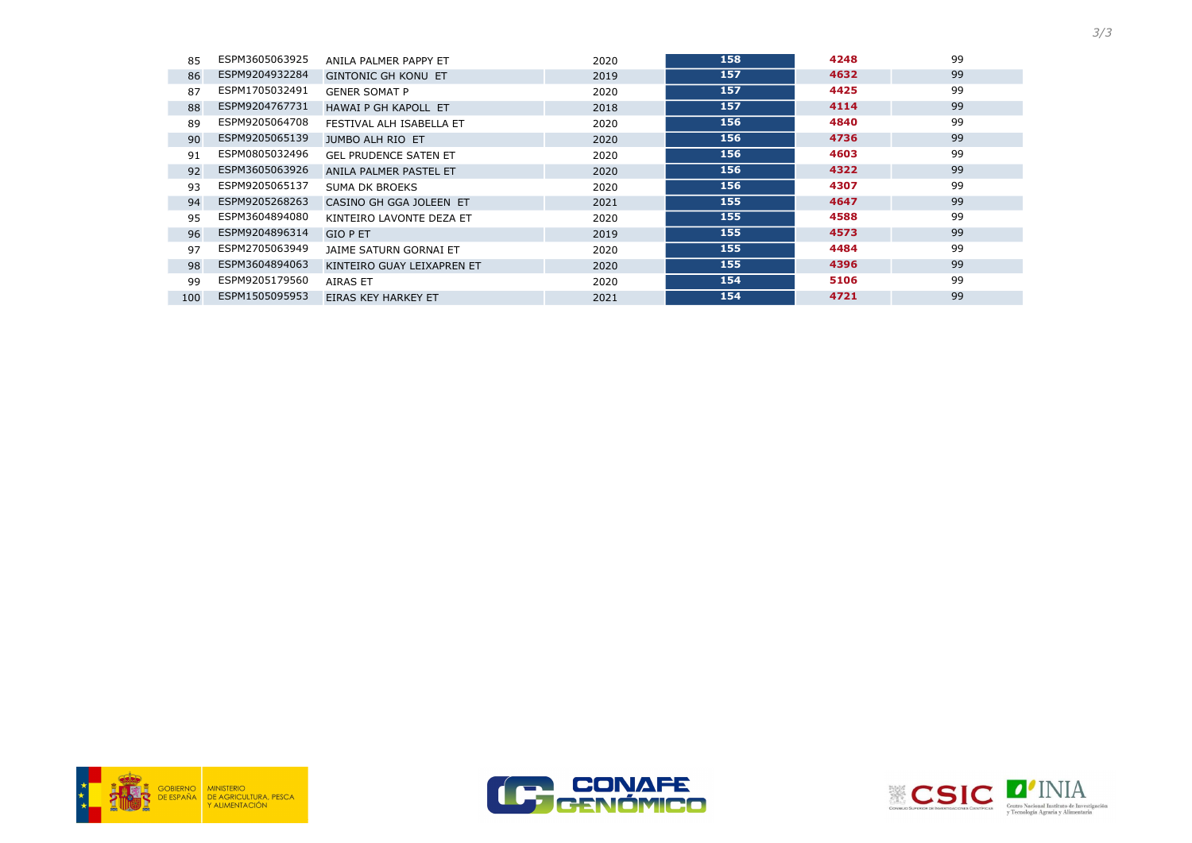| | | | | | | |
|---|---|---|---|---|---|---|
| 85 | ESPM3605063925 | ANILA PALMER PAPPY ET | 2020 | 158 | 4248 | 99 |
| 86 | ESPM9204932284 | GINTONIC GH KONU ET | 2019 | 157 | 4632 | 99 |
| 87 | ESPM1705032491 | GENER SOMAT P | 2020 | 157 | 4425 | 99 |
| 88 | ESPM9204767731 | HAWAI P GH KAPOLL ET | 2018 | 157 | 4114 | 99 |
| 89 | ESPM9205064708 | FESTIVAL ALH ISABELLA ET | 2020 | 156 | 4840 | 99 |
| 90 | ESPM9205065139 | JUMBO ALH RIO ET | 2020 | 156 | 4736 | 99 |
| 91 | ESPM0805032496 | GEL PRUDENCE SATEN ET | 2020 | 156 | 4603 | 99 |
| 92 | ESPM3605063926 | ANILA PALMER PASTEL ET | 2020 | 156 | 4322 | 99 |
| 93 | ESPM9205065137 | SUMA DK BROEKS | 2020 | 156 | 4307 | 99 |
| 94 | ESPM9205268263 | CASINO GH GGA JOLEEN ET | 2021 | 155 | 4647 | 99 |
| 95 | ESPM3604894080 | KINTEIRO LAVONTE DEZA ET | 2020 | 155 | 4588 | 99 |
| 96 | ESPM9204896314 | GIO P ET | 2019 | 155 | 4573 | 99 |
| 97 | ESPM2705063949 | JAIME SATURN GORNAI ET | 2020 | 155 | 4484 | 99 |
| 98 | ESPM3604894063 | KINTEIRO GUAY LEIXAPREN ET | 2020 | 155 | 4396 | 99 |
| 99 | ESPM9205179560 | AIRAS ET | 2020 | 154 | 5106 | 99 |
| 100 | ESPM1505095953 | EIRAS KEY HARKEY ET | 2021 | 154 | 4721 | 99 |

GOBIERNO DE ESPAÑA MINISTERIO DE AGRICULTURA, PESCA Y ALIMENTACIÓN

CONAFE GENÓMICO

CSIC Consejo Superior de Investigaciones Científicas

INIA Centro Nacional Instituto de Investigación y Tecnología Agraria y Alimentaria